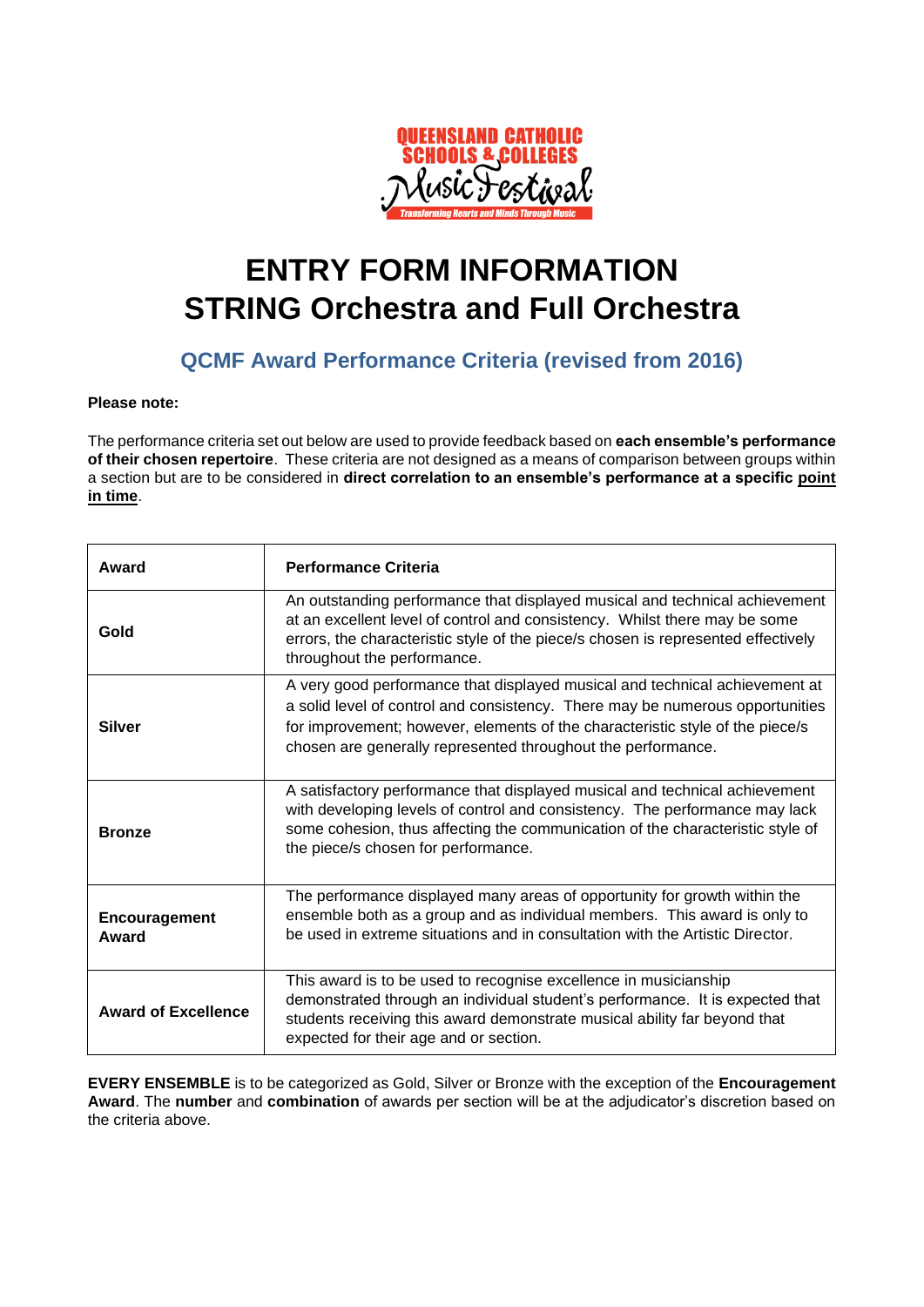# ENTRY FORM INFORMATION
# STRING Orchestra and Full Orchestra

## QCMF Award Performance Criteria (revised from 2016)

**Please note:**

The performance criteria set out below are used to provide feedback based on **each ensemble's performance of their chosen repertoire**. These criteria are not designed as a means of comparison between groups within a section but are to be considered in **direct correlation to an ensemble's performance at a specific point in time**.

| Award | Performance Criteria |
|---|---|
| **Gold** | An outstanding performance that displayed musical and technical achievement at an excellent level of control and consistency. Whilst there may be some errors, the characteristic style of the piece/s chosen is represented effectively throughout the performance. |
| **Silver** | A very good performance that displayed musical and technical achievement at a solid level of control and consistency. There may be numerous opportunities for improvement; however, elements of the characteristic style of the piece/s chosen are generally represented throughout the performance. |
| **Bronze** | A satisfactory performance that displayed musical and technical achievement with developing levels of control and consistency. The performance may lack some cohesion, thus affecting the communication of the characteristic style of the piece/s chosen for performance. |
| **Encouragement Award** | The performance displayed many areas of opportunity for growth within the ensemble both as a group and as individual members. This award is only to be used in extreme situations and in consultation with the Artistic Director. |
| **Award of Excellence** | This award is to be used to recognise excellence in musicianship demonstrated through an individual student's performance. It is expected that students receiving this award demonstrate musical ability far beyond that expected for their age and or section. |

**EVERY ENSEMBLE** is to be categorized as Gold, Silver or Bronze with the exception of the **Encouragement Award**. The **number** and **combination** of awards per section will be at the adjudicator's discretion based on the criteria above.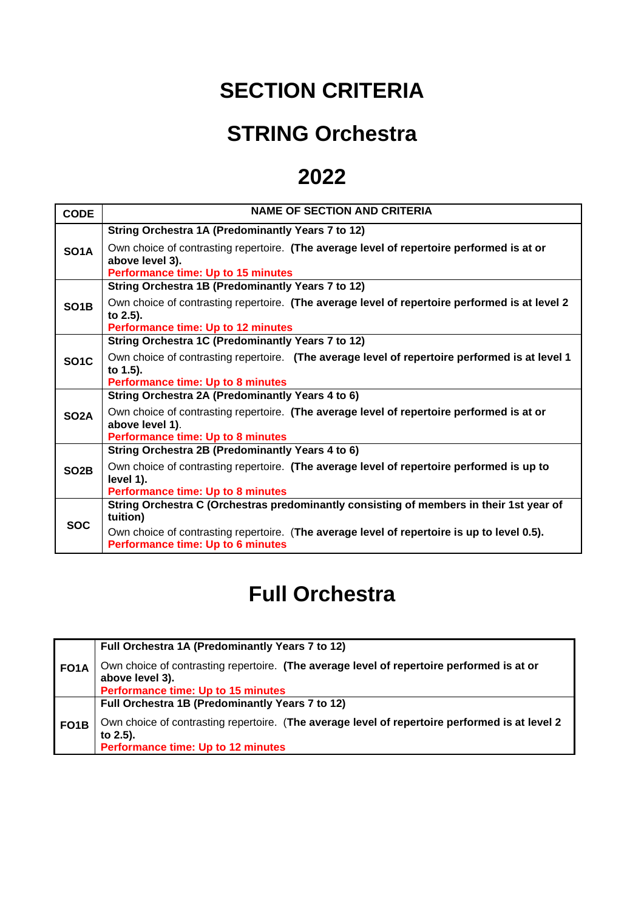# SECTION CRITERIA

# STRING Orchestra

# 2022

| CODE | NAME OF SECTION AND CRITERIA |
|---|---|
| SO1A | **String Orchestra 1A (Predominantly Years 7 to 12)**<br>Own choice of contrasting repertoire. **(The average level of repertoire performed is at or above level 3).**<br>**Performance time: Up to 15 minutes** |
| SO1B | **String Orchestra 1B (Predominantly Years 7 to 12)**<br>Own choice of contrasting repertoire. **(The average level of repertoire performed is at level 2 to 2.5).**<br>**Performance time: Up to 12 minutes** |
| SO1C | **String Orchestra 1C (Predominantly Years 7 to 12)**<br>Own choice of contrasting repertoire. **(The average level of repertoire performed is at level 1 to 1.5).**<br>**Performance time: Up to 8 minutes** |
| SO2A | **String Orchestra 2A (Predominantly Years 4 to 6)**<br>Own choice of contrasting repertoire. **(The average level of repertoire performed is at or above level 1)**.<br>**Performance time: Up to 8 minutes** |
| SO2B | **String Orchestra 2B (Predominantly Years 4 to 6)**<br>Own choice of contrasting repertoire. **(The average level of repertoire performed is up to level 1).**<br>**Performance time: Up to 8 minutes** |
| SOC | **String Orchestra C (Orchestras predominantly consisting of members in their 1st year of tuition)**<br>Own choice of contrasting repertoire. (**The average level of repertoire is up to level 0.5).**<br>**Performance time: Up to 6 minutes** |

# Full Orchestra

| | |
|---|---|
| FO1A | **Full Orchestra 1A (Predominantly Years 7 to 12)**<br>Own choice of contrasting repertoire. **(The average level of repertoire performed is at or above level 3).**<br>**Performance time: Up to 15 minutes** |
| FO1B | **Full Orchestra 1B (Predominantly Years 7 to 12)**<br>Own choice of contrasting repertoire. (**The average level of repertoire performed is at level 2 to 2.5).**<br>**Performance time: Up to 12 minutes** |